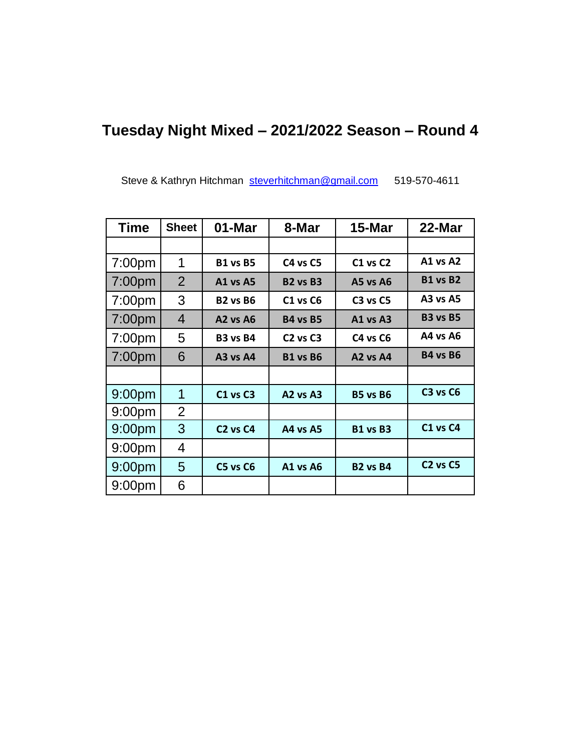# Tuesday Night Mixed – 2021/2022 Season – Round 4

Steve & Kathryn Hitchman steverhitchman@gmail.com 519-570-4611

| Time | Sheet | 01-Mar | 8-Mar | 15-Mar | 22-Mar |
|---|---|---|---|---|---|
| | | | | | |
| 7:00pm | 1 | **B1 vs B5** | **C4 vs C5** | **C1 vs C2** | **A1 vs A2** |
| 7:00pm | 2 | **A1 vs A5** | **B2 vs B3** | **A5 vs A6** | **B1 vs B2** |
| 7:00pm | 3 | **B2 vs B6** | **C1 vs C6** | **C3 vs C5** | **A3 vs A5** |
| 7:00pm | 4 | **A2 vs A6** | **B4 vs B5** | **A1 vs A3** | **B3 vs B5** |
| 7:00pm | 5 | **B3 vs B4** | **C2 vs C3** | **C4 vs C6** | **A4 vs A6** |
| 7:00pm | 6 | **A3 vs A4** | **B1 vs B6** | **A2 vs A4** | **B4 vs B6** |
| | | | | | |
| 9:00pm | 1 | **C1 vs C3** | **A2 vs A3** | **B5 vs B6** | **C3 vs C6** |
| 9:00pm | 2 | | | | |
| 9:00pm | 3 | **C2 vs C4** | **A4 vs A5** | **B1 vs B3** | **C1 vs C4** |
| 9:00pm | 4 | | | | |
| 9:00pm | 5 | **C5 vs C6** | **A1 vs A6** | **B2 vs B4** | **C2 vs C5** |
| 9:00pm | 6 | | | | |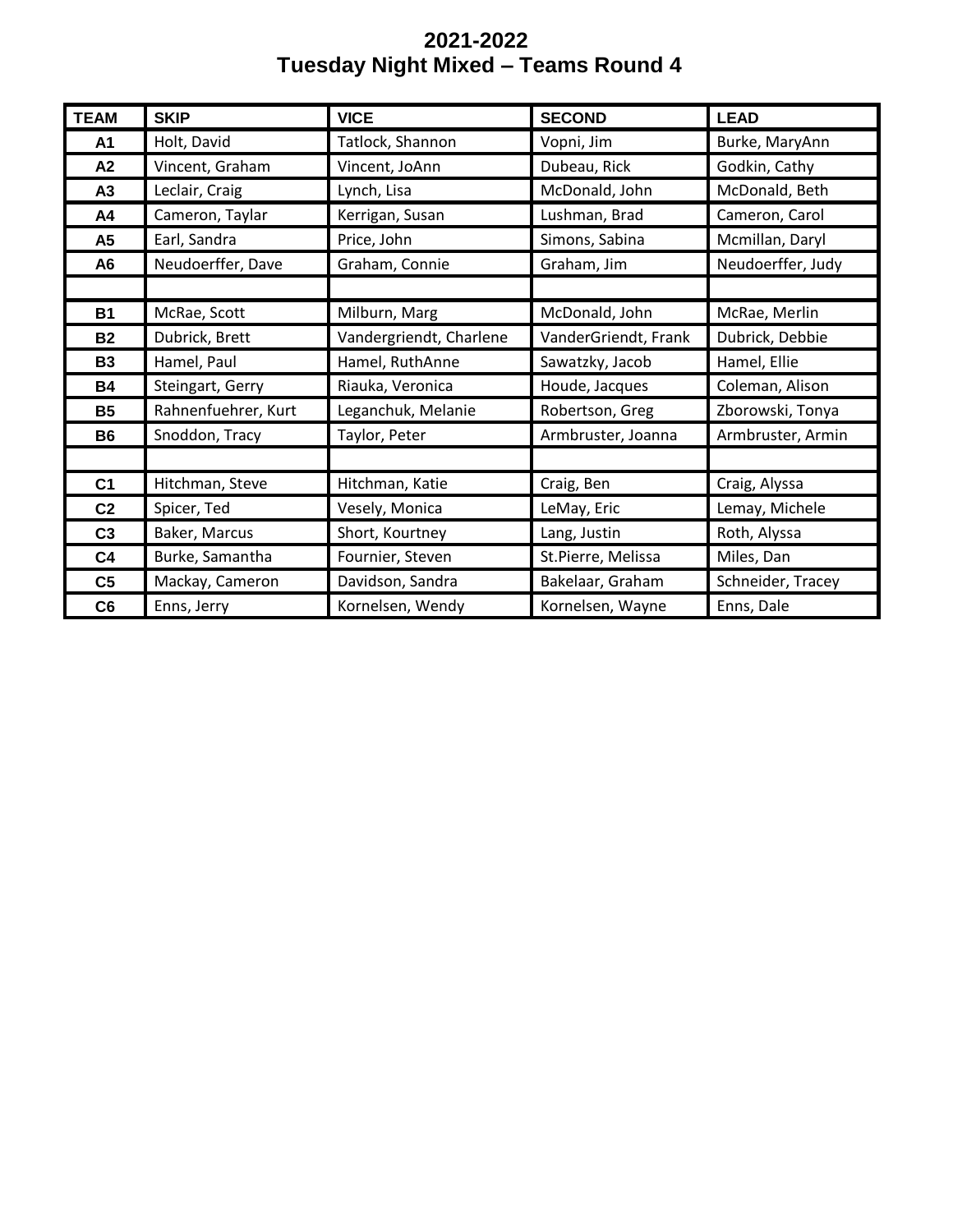# 2021-2022
# Tuesday Night Mixed – Teams Round 4

| TEAM | SKIP | VICE | SECOND | LEAD |
|---|---|---|---|---|
| A1 | Holt, David | Tatlock, Shannon | Vopni, Jim | Burke, MaryAnn |
| A2 | Vincent, Graham | Vincent, JoAnn | Dubeau, Rick | Godkin, Cathy |
| A3 | Leclair, Craig | Lynch, Lisa | McDonald, John | McDonald, Beth |
| A4 | Cameron, Taylar | Kerrigan, Susan | Lushman, Brad | Cameron, Carol |
| A5 | Earl, Sandra | Price, John | Simons, Sabina | Mcmillan, Daryl |
| A6 | Neudoerffer, Dave | Graham, Connie | Graham, Jim | Neudoerffer, Judy |
| | | | | |
| B1 | McRae, Scott | Milburn, Marg | McDonald, John | McRae, Merlin |
| B2 | Dubrick, Brett | Vandergriendt, Charlene | VanderGriendt, Frank | Dubrick, Debbie |
| B3 | Hamel, Paul | Hamel, RuthAnne | Sawatzky, Jacob | Hamel, Ellie |
| B4 | Steingart, Gerry | Riauka, Veronica | Houde, Jacques | Coleman, Alison |
| B5 | Rahnenfuehrer, Kurt | Leganchuk, Melanie | Robertson, Greg | Zborowski, Tonya |
| B6 | Snoddon, Tracy | Taylor, Peter | Armbruster, Joanna | Armbruster, Armin |
| | | | | |
| C1 | Hitchman, Steve | Hitchman, Katie | Craig, Ben | Craig, Alyssa |
| C2 | Spicer, Ted | Vesely, Monica | LeMay, Eric | Lemay, Michele |
| C3 | Baker, Marcus | Short, Kourtney | Lang, Justin | Roth, Alyssa |
| C4 | Burke, Samantha | Fournier, Steven | St.Pierre, Melissa | Miles, Dan |
| C5 | Mackay, Cameron | Davidson, Sandra | Bakelaar, Graham | Schneider, Tracey |
| C6 | Enns, Jerry | Kornelsen, Wendy | Kornelsen, Wayne | Enns, Dale |